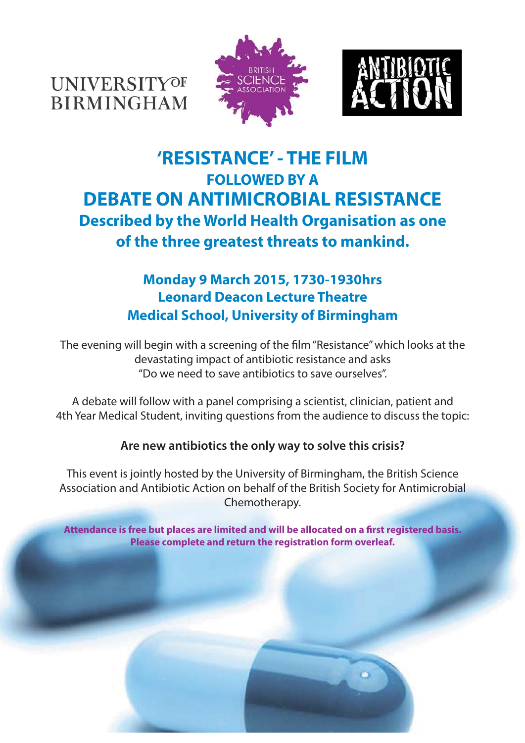UNIVERSITY OF BIRMINGHAM

BRITISH SCIENCE ASSOCIATION

ANTIBIOTIC ACTION

# 'RESISTANCE' - THE FILM

## FOLLOWED BY A

# DEBATE ON ANTIMICROBIAL RESISTANCE

### Described by the World Health Organisation as one of the three greatest threats to mankind.

**Monday 9 March 2015, 1730-1930hrs**
**Leonard Deacon Lecture Theatre**
**Medical School, University of Birmingham**

The evening will begin with a screening of the film "Resistance" which looks at the devastating impact of antibiotic resistance and asks "Do we need to save antibiotics to save ourselves".

A debate will follow with a panel comprising a scientist, clinician, patient and 4th Year Medical Student, inviting questions from the audience to discuss the topic:

**Are new antibiotics the only way to solve this crisis?**

This event is jointly hosted by the University of Birmingham, the British Science Association and Antibiotic Action on behalf of the British Society for Antimicrobial Chemotherapy.

**Attendance is free but places are limited and will be allocated on a first registered basis. Please complete and return the registration form overleaf.**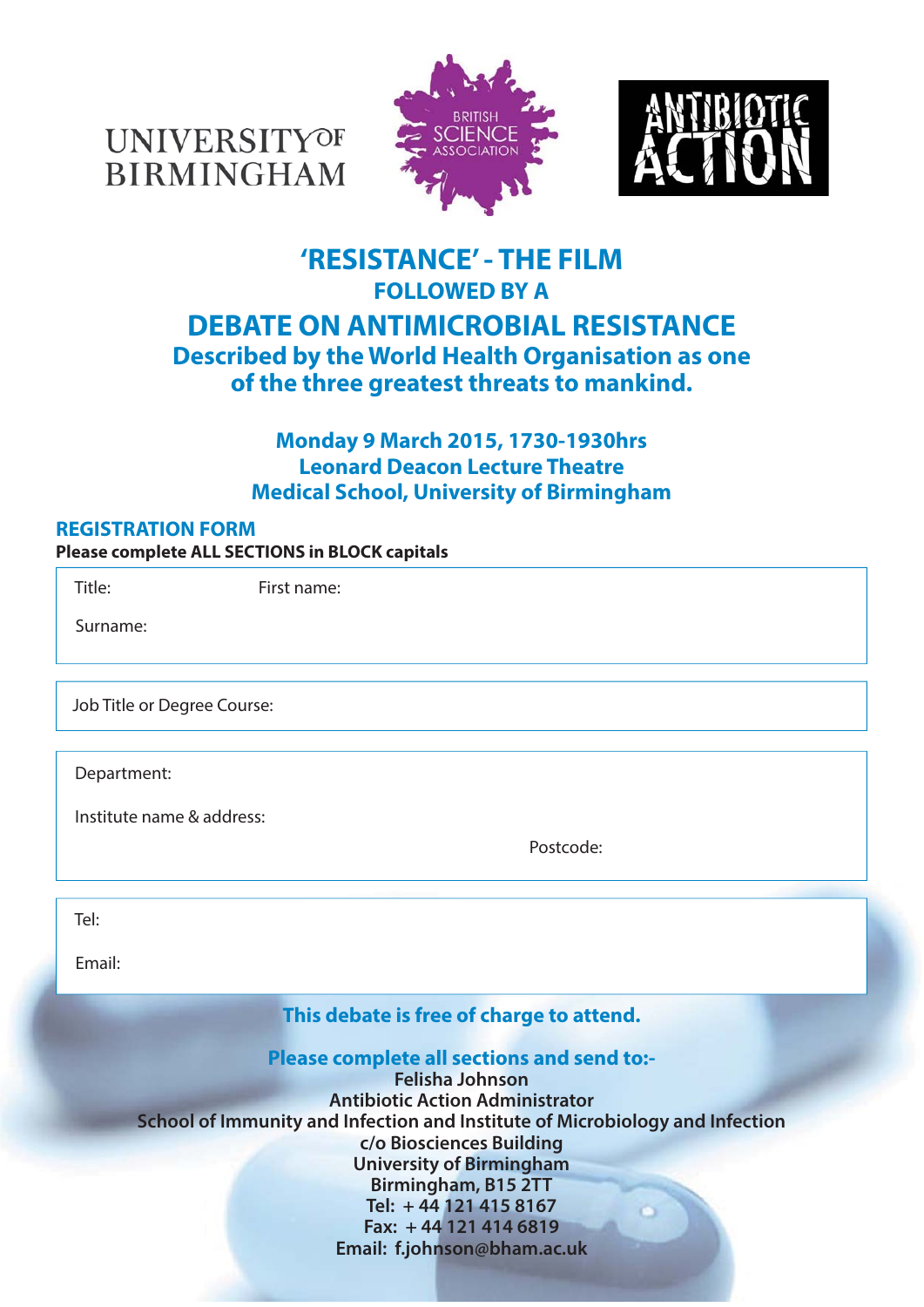UNIVERSITY OF BIRMINGHAM

BRITISH SCIENCE ASSOCIATION

ANTIBIOTIC ACTION

# 'RESISTANCE' - THE FILM

## FOLLOWED BY A

# DEBATE ON ANTIMICROBIAL RESISTANCE

### Described by the World Health Organisation as one of the three greatest threats to mankind.

**Monday 9 March 2015, 1730-1930hrs**
**Leonard Deacon Lecture Theatre**
**Medical School, University of Birmingham**

## REGISTRATION FORM

**Please complete ALL SECTIONS in BLOCK capitals**

Title: First name:

Surname:

Job Title or Degree Course:

Department:

Institute name & address:

Postcode:

Tel:

Email:

**This debate is free of charge to attend.**

**Please complete all sections and send to:-**

**Felisha Johnson**
**Antibiotic Action Administrator**
**School of Immunity and Infection and Institute of Microbiology and Infection**
**c/o Biosciences Building**
**University of Birmingham**
**Birmingham, B15 2TT**
**Tel: + 44 121 415 8167**
**Fax: + 44 121 414 6819**
**Email: f.johnson@bham.ac.uk**